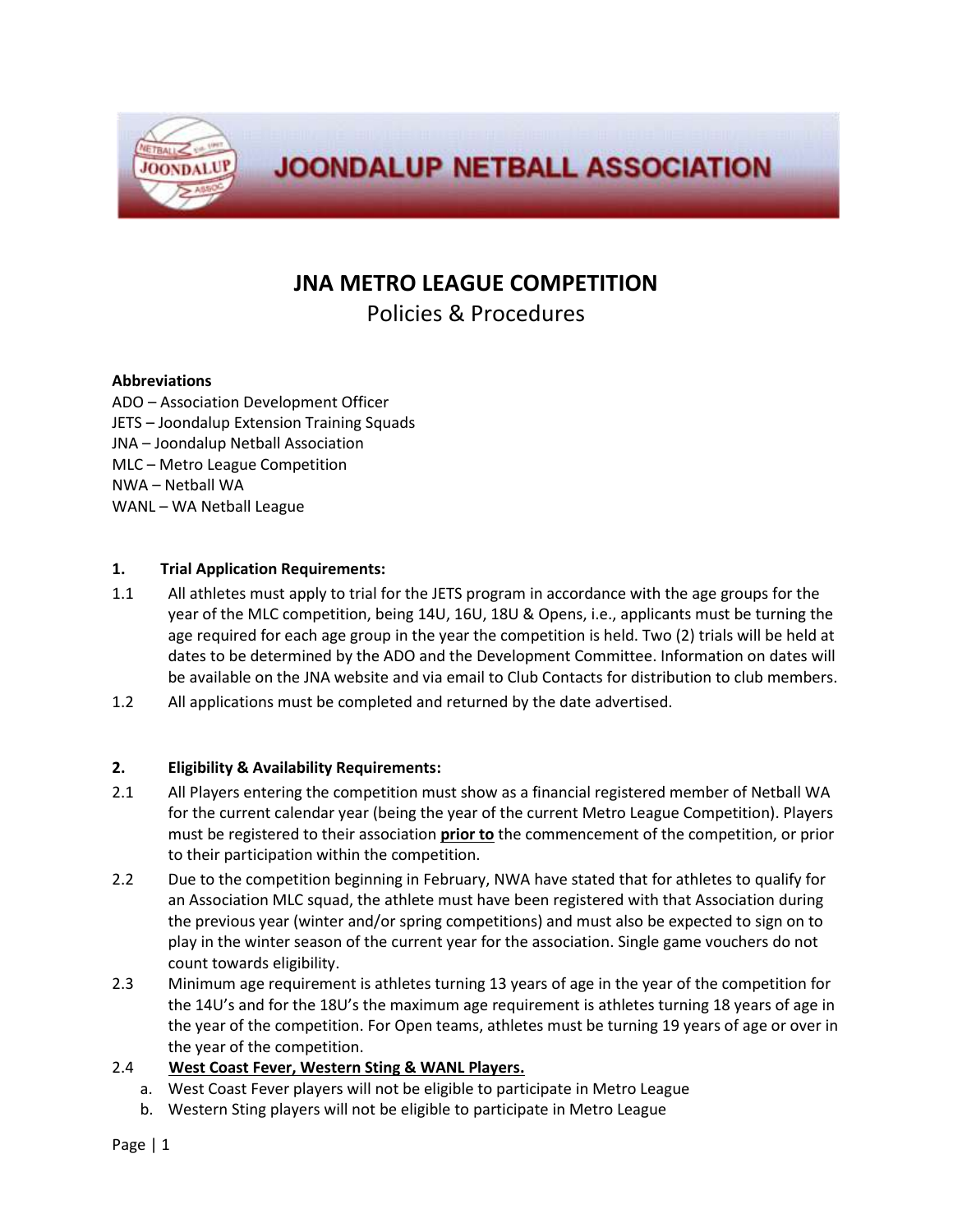# JOONDALUP NETBALL ASSOCIATION

## JNA METRO LEAGUE COMPETITION

Policies & Procedures

**Abbreviations**

ADO – Association Development Officer
JETS – Joondalup Extension Training Squads
JNA – Joondalup Netball Association
MLC – Metro League Competition
NWA – Netball WA
WANL – WA Netball League

### 1. Trial Application Requirements:

1.1 All athletes must apply to trial for the JETS program in accordance with the age groups for the year of the MLC competition, being 14U, 16U, 18U & Opens, i.e., applicants must be turning the age required for each age group in the year the competition is held. Two (2) trials will be held at dates to be determined by the ADO and the Development Committee. Information on dates will be available on the JNA website and via email to Club Contacts for distribution to club members.

1.2 All applications must be completed and returned by the date advertised.

### 2. Eligibility & Availability Requirements:

2.1 All Players entering the competition must show as a financial registered member of Netball WA for the current calendar year (being the year of the current Metro League Competition). Players must be registered to their association <u>**prior to**</u> the commencement of the competition, or prior to their participation within the competition.

2.2 Due to the competition beginning in February, NWA have stated that for athletes to qualify for an Association MLC squad, the athlete must have been registered with that Association during the previous year (winter and/or spring competitions) and must also be expected to sign on to play in the winter season of the current year for the association. Single game vouchers do not count towards eligibility.

2.3 Minimum age requirement is athletes turning 13 years of age in the year of the competition for the 14U's and for the 18U's the maximum age requirement is athletes turning 18 years of age in the year of the competition. For Open teams, athletes must be turning 19 years of age or over in the year of the competition.

2.4 <u>**West Coast Fever, Western Sting & WANL Players.**</u>

a. West Coast Fever players will not be eligible to participate in Metro League
b. Western Sting players will not be eligible to participate in Metro League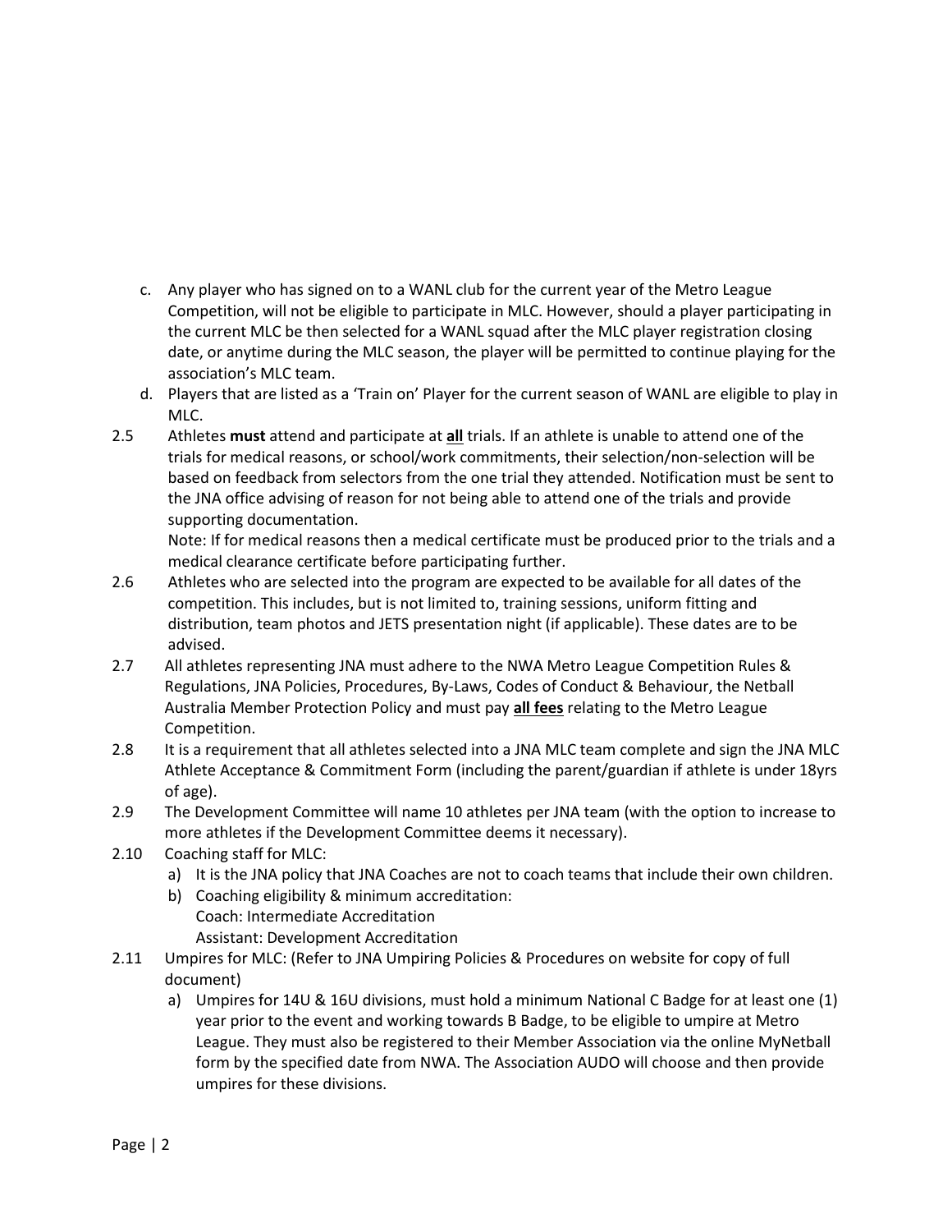c. Any player who has signed on to a WANL club for the current year of the Metro League Competition, will not be eligible to participate in MLC. However, should a player participating in the current MLC be then selected for a WANL squad after the MLC player registration closing date, or anytime during the MLC season, the player will be permitted to continue playing for the association's MLC team.

d. Players that are listed as a 'Train on' Player for the current season of WANL are eligible to play in MLC.

2.5 Athletes **must** attend and participate at **all** trials. If an athlete is unable to attend one of the trials for medical reasons, or school/work commitments, their selection/non-selection will be based on feedback from selectors from the one trial they attended. Notification must be sent to the JNA office advising of reason for not being able to attend one of the trials and provide supporting documentation.
Note: If for medical reasons then a medical certificate must be produced prior to the trials and a medical clearance certificate before participating further.

2.6 Athletes who are selected into the program are expected to be available for all dates of the competition. This includes, but is not limited to, training sessions, uniform fitting and distribution, team photos and JETS presentation night (if applicable). These dates are to be advised.

2.7 All athletes representing JNA must adhere to the NWA Metro League Competition Rules & Regulations, JNA Policies, Procedures, By-Laws, Codes of Conduct & Behaviour, the Netball Australia Member Protection Policy and must pay **all fees** relating to the Metro League Competition.

2.8 It is a requirement that all athletes selected into a JNA MLC team complete and sign the JNA MLC Athlete Acceptance & Commitment Form (including the parent/guardian if athlete is under 18yrs of age).

2.9 The Development Committee will name 10 athletes per JNA team (with the option to increase to more athletes if the Development Committee deems it necessary).

2.10 Coaching staff for MLC:

a) It is the JNA policy that JNA Coaches are not to coach teams that include their own children.

b) Coaching eligibility & minimum accreditation:
Coach: Intermediate Accreditation
Assistant: Development Accreditation

2.11 Umpires for MLC: (Refer to JNA Umpiring Policies & Procedures on website for copy of full document)

a) Umpires for 14U & 16U divisions, must hold a minimum National C Badge for at least one (1) year prior to the event and working towards B Badge, to be eligible to umpire at Metro League. They must also be registered to their Member Association via the online MyNetball form by the specified date from NWA. The Association AUDO will choose and then provide umpires for these divisions.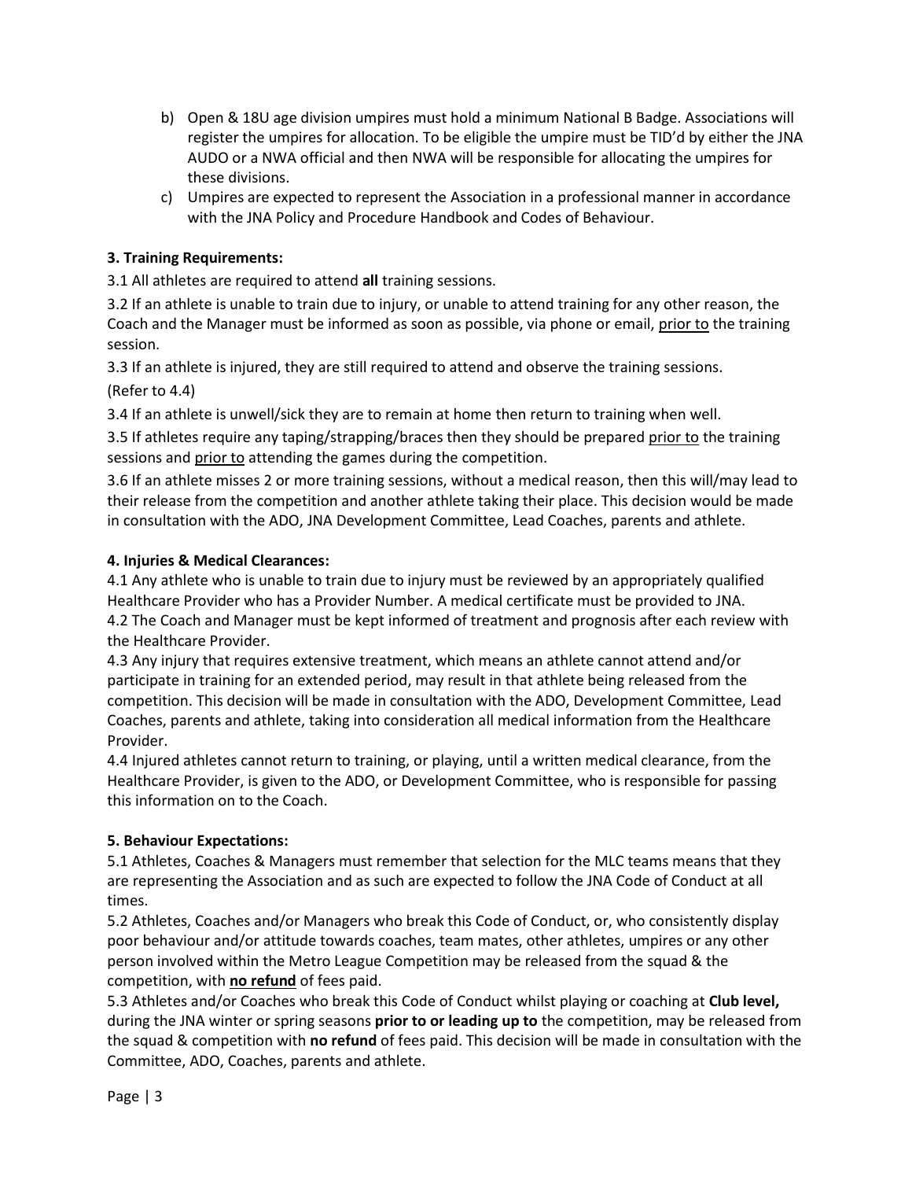b) Open & 18U age division umpires must hold a minimum National B Badge. Associations will register the umpires for allocation. To be eligible the umpire must be TID'd by either the JNA AUDO or a NWA official and then NWA will be responsible for allocating the umpires for these divisions.

c) Umpires are expected to represent the Association in a professional manner in accordance with the JNA Policy and Procedure Handbook and Codes of Behaviour.

**3. Training Requirements:**

3.1 All athletes are required to attend **all** training sessions.

3.2 If an athlete is unable to train due to injury, or unable to attend training for any other reason, the Coach and the Manager must be informed as soon as possible, via phone or email, <u>prior to</u> the training session.

3.3 If an athlete is injured, they are still required to attend and observe the training sessions. (Refer to 4.4)

3.4 If an athlete is unwell/sick they are to remain at home then return to training when well.

3.5 If athletes require any taping/strapping/braces then they should be prepared <u>prior to</u> the training sessions and <u>prior to</u> attending the games during the competition.

3.6 If an athlete misses 2 or more training sessions, without a medical reason, then this will/may lead to their release from the competition and another athlete taking their place. This decision would be made in consultation with the ADO, JNA Development Committee, Lead Coaches, parents and athlete.

**4. Injuries & Medical Clearances:**

4.1 Any athlete who is unable to train due to injury must be reviewed by an appropriately qualified Healthcare Provider who has a Provider Number. A medical certificate must be provided to JNA.

4.2 The Coach and Manager must be kept informed of treatment and prognosis after each review with the Healthcare Provider.

4.3 Any injury that requires extensive treatment, which means an athlete cannot attend and/or participate in training for an extended period, may result in that athlete being released from the competition. This decision will be made in consultation with the ADO, Development Committee, Lead Coaches, parents and athlete, taking into consideration all medical information from the Healthcare Provider.

4.4 Injured athletes cannot return to training, or playing, until a written medical clearance, from the Healthcare Provider, is given to the ADO, or Development Committee, who is responsible for passing this information on to the Coach.

**5. Behaviour Expectations:**

5.1 Athletes, Coaches & Managers must remember that selection for the MLC teams means that they are representing the Association and as such are expected to follow the JNA Code of Conduct at all times.

5.2 Athletes, Coaches and/or Managers who break this Code of Conduct, or, who consistently display poor behaviour and/or attitude towards coaches, team mates, other athletes, umpires or any other person involved within the Metro League Competition may be released from the squad & the competition, with **<u>no refund</u>** of fees paid.

5.3 Athletes and/or Coaches who break this Code of Conduct whilst playing or coaching at **Club level,** during the JNA winter or spring seasons **prior to or leading up to** the competition, may be released from the squad & competition with **no refund** of fees paid. This decision will be made in consultation with the Committee, ADO, Coaches, parents and athlete.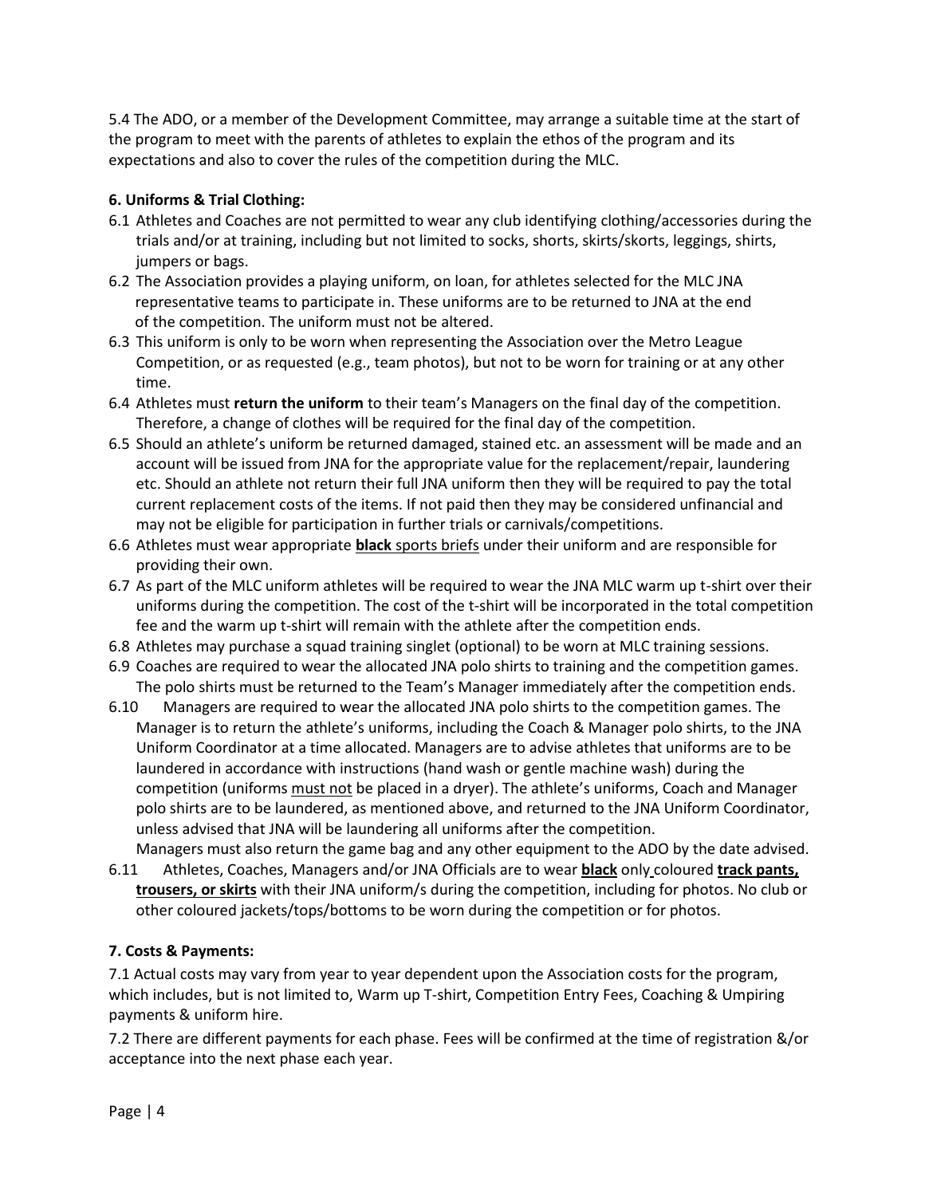5.4 The ADO, or a member of the Development Committee, may arrange a suitable time at the start of the program to meet with the parents of athletes to explain the ethos of the program and its expectations and also to cover the rules of the competition during the MLC.

**6. Uniforms & Trial Clothing:**

6.1 Athletes and Coaches are not permitted to wear any club identifying clothing/accessories during the trials and/or at training, including but not limited to socks, shorts, skirts/skorts, leggings, shirts, jumpers or bags.

6.2 The Association provides a playing uniform, on loan, for athletes selected for the MLC JNA representative teams to participate in. These uniforms are to be returned to JNA at the end of the competition. The uniform must not be altered.

6.3 This uniform is only to be worn when representing the Association over the Metro League Competition, or as requested (e.g., team photos), but not to be worn for training or at any other time.

6.4 Athletes must **return the uniform** to their team's Managers on the final day of the competition. Therefore, a change of clothes will be required for the final day of the competition.

6.5 Should an athlete's uniform be returned damaged, stained etc. an assessment will be made and an account will be issued from JNA for the appropriate value for the replacement/repair, laundering etc. Should an athlete not return their full JNA uniform then they will be required to pay the total current replacement costs of the items. If not paid then they may be considered unfinancial and may not be eligible for participation in further trials or carnivals/competitions.

6.6 Athletes must wear appropriate **black** sports briefs under their uniform and are responsible for providing their own.

6.7 As part of the MLC uniform athletes will be required to wear the JNA MLC warm up t-shirt over their uniforms during the competition. The cost of the t-shirt will be incorporated in the total competition fee and the warm up t-shirt will remain with the athlete after the competition ends.

6.8 Athletes may purchase a squad training singlet (optional) to be worn at MLC training sessions.

6.9 Coaches are required to wear the allocated JNA polo shirts to training and the competition games. The polo shirts must be returned to the Team's Manager immediately after the competition ends.

6.10 Managers are required to wear the allocated JNA polo shirts to the competition games. The Manager is to return the athlete's uniforms, including the Coach & Manager polo shirts, to the JNA Uniform Coordinator at a time allocated. Managers are to advise athletes that uniforms are to be laundered in accordance with instructions (hand wash or gentle machine wash) during the competition (uniforms must not be placed in a dryer). The athlete's uniforms, Coach and Manager polo shirts are to be laundered, as mentioned above, and returned to the JNA Uniform Coordinator, unless advised that JNA will be laundering all uniforms after the competition.
Managers must also return the game bag and any other equipment to the ADO by the date advised.

6.11 Athletes, Coaches, Managers and/or JNA Officials are to wear **black** only coloured **track pants, trousers, or skirts** with their JNA uniform/s during the competition, including for photos. No club or other coloured jackets/tops/bottoms to be worn during the competition or for photos.

**7. Costs & Payments:**

7.1 Actual costs may vary from year to year dependent upon the Association costs for the program, which includes, but is not limited to, Warm up T-shirt, Competition Entry Fees, Coaching & Umpiring payments & uniform hire.

7.2 There are different payments for each phase. Fees will be confirmed at the time of registration &/or acceptance into the next phase each year.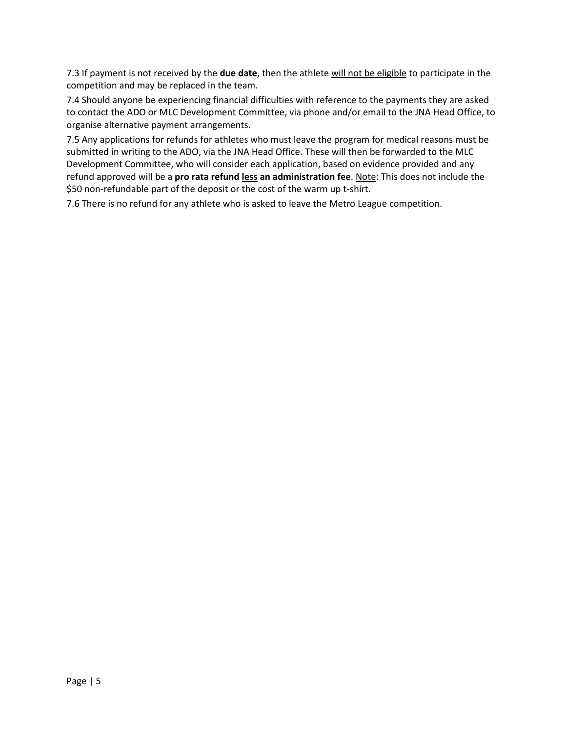7.3 If payment is not received by the **due date**, then the athlete <u>will not be eligible</u> to participate in the competition and may be replaced in the team.

7.4 Should anyone be experiencing financial difficulties with reference to the payments they are asked to contact the ADO or MLC Development Committee, via phone and/or email to the JNA Head Office, to organise alternative payment arrangements.

7.5 Any applications for refunds for athletes who must leave the program for medical reasons must be submitted in writing to the ADO, via the JNA Head Office. These will then be forwarded to the MLC Development Committee, who will consider each application, based on evidence provided and any refund approved will be a **pro rata refund <u>less</u> an administration fee**. <u>Note</u>: This does not include the $50 non-refundable part of the deposit or the cost of the warm up t-shirt.

7.6 There is no refund for any athlete who is asked to leave the Metro League competition.